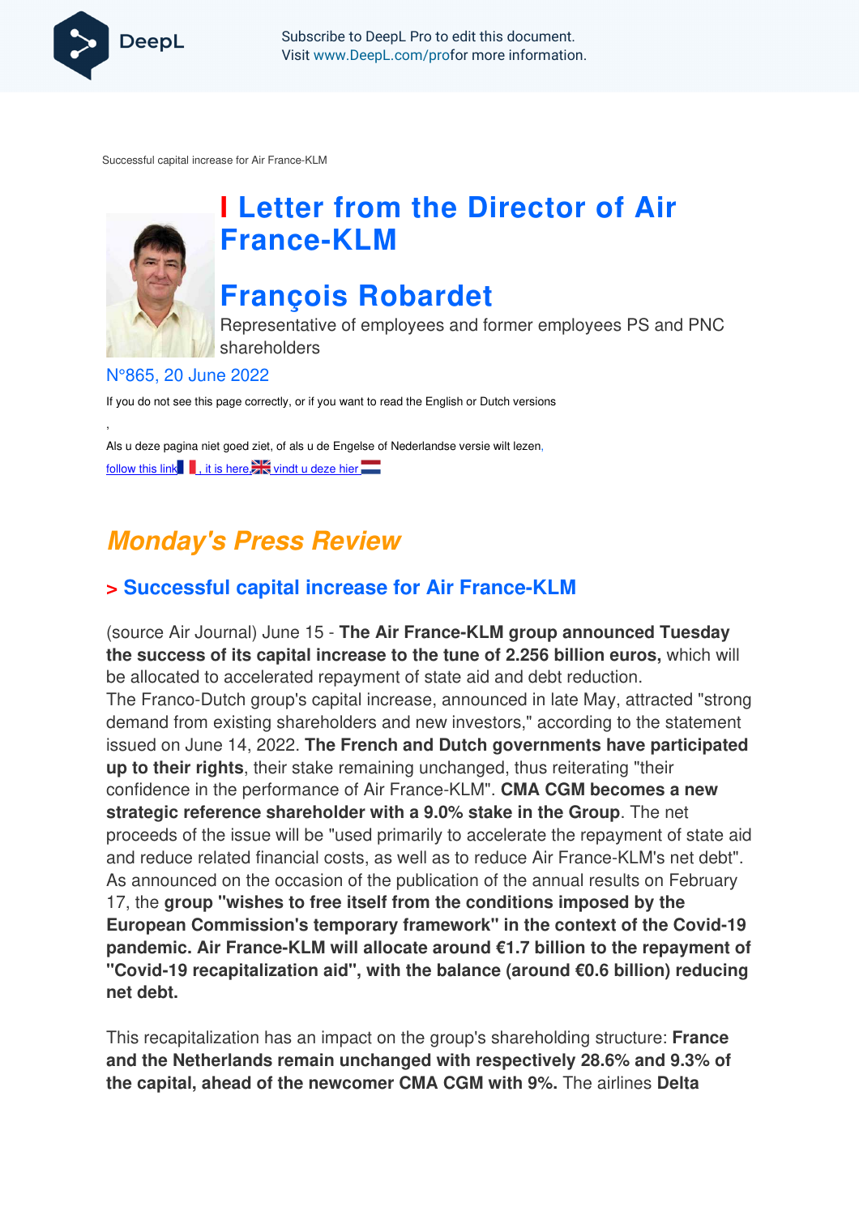Successful capital increase for Air France-KLM

# I Letter from the Director of Air France-KLM

# François Robardet

Representative of employees and former employees PS and PNC shareholders

N°865, 20 June 2022

If you do not see this page correctly, or if you want to read the English or Dutch versions

,

Als u deze pagina niet goed ziet, of als u de Engelse of Nederlandse versie wilt lezen,

follow this link, it is here, vindt u deze hier

## *Monday's Press Review*

### > Successful capital increase for Air France-KLM

(source Air Journal) June 15 - **The Air France-KLM group announced Tuesday the success of its capital increase to the tune of 2.256 billion euros,** which will be allocated to accelerated repayment of state aid and debt reduction.
The Franco-Dutch group's capital increase, announced in late May, attracted "strong demand from existing shareholders and new investors," according to the statement issued on June 14, 2022. **The French and Dutch governments have participated up to their rights**, their stake remaining unchanged, thus reiterating "their confidence in the performance of Air France-KLM". **CMA CGM becomes a new strategic reference shareholder with a 9.0% stake in the Group**. The net proceeds of the issue will be "used primarily to accelerate the repayment of state aid and reduce related financial costs, as well as to reduce Air France-KLM's net debt". As announced on the occasion of the publication of the annual results on February 17, the **group "wishes to free itself from the conditions imposed by the European Commission's temporary framework"** in the context of the Covid-19 **pandemic. Air France-KLM will allocate around €1.7 billion to the repayment of "Covid-19 recapitalization aid", with the balance (around €0.6 billion) reducing net debt.**

This recapitalization has an impact on the group's shareholding structure: **France and the Netherlands remain unchanged with respectively 28.6% and 9.3% of the capital, ahead of the newcomer CMA CGM with 9%.** The airlines **Delta**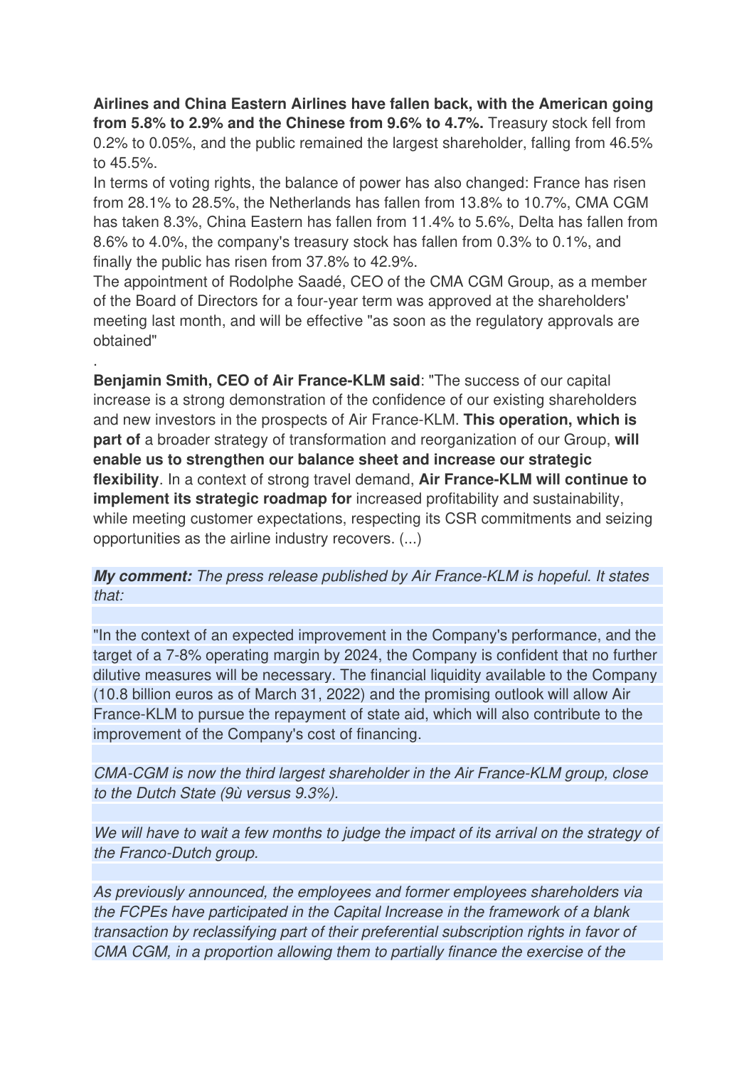**Airlines and China Eastern Airlines have fallen back, with the American going from 5.8% to 2.9% and the Chinese from 9.6% to 4.7%.** Treasury stock fell from 0.2% to 0.05%, and the public remained the largest shareholder, falling from 46.5% to 45.5%.

In terms of voting rights, the balance of power has also changed: France has risen from 28.1% to 28.5%, the Netherlands has fallen from 13.8% to 10.7%, CMA CGM has taken 8.3%, China Eastern has fallen from 11.4% to 5.6%, Delta has fallen from 8.6% to 4.0%, the company's treasury stock has fallen from 0.3% to 0.1%, and finally the public has risen from 37.8% to 42.9%.

The appointment of Rodolphe Saadé, CEO of the CMA CGM Group, as a member of the Board of Directors for a four-year term was approved at the shareholders' meeting last month, and will be effective "as soon as the regulatory approvals are obtained"

.

**Benjamin Smith, CEO of Air France-KLM said**: "The success of our capital increase is a strong demonstration of the confidence of our existing shareholders and new investors in the prospects of Air France-KLM. **This operation, which is part of** a broader strategy of transformation and reorganization of our Group, **will enable us to strengthen our balance sheet and increase our strategic flexibility**. In a context of strong travel demand, **Air France-KLM will continue to implement its strategic roadmap for** increased profitability and sustainability, while meeting customer expectations, respecting its CSR commitments and seizing opportunities as the airline industry recovers. (...)

***My comment:*** *The press release published by Air France-KLM is hopeful. It states that:*

"In the context of an expected improvement in the Company's performance, and the target of a 7-8% operating margin by 2024, the Company is confident that no further dilutive measures will be necessary. The financial liquidity available to the Company (10.8 billion euros as of March 31, 2022) and the promising outlook will allow Air France-KLM to pursue the repayment of state aid, which will also contribute to the improvement of the Company's cost of financing.

*CMA-CGM is now the third largest shareholder in the Air France-KLM group, close to the Dutch State (9ù versus 9.3%).*

*We will have to wait a few months to judge the impact of its arrival on the strategy of the Franco-Dutch group.*

*As previously announced, the employees and former employees shareholders via the FCPEs have participated in the Capital Increase in the framework of a blank transaction by reclassifying part of their preferential subscription rights in favor of CMA CGM, in a proportion allowing them to partially finance the exercise of the*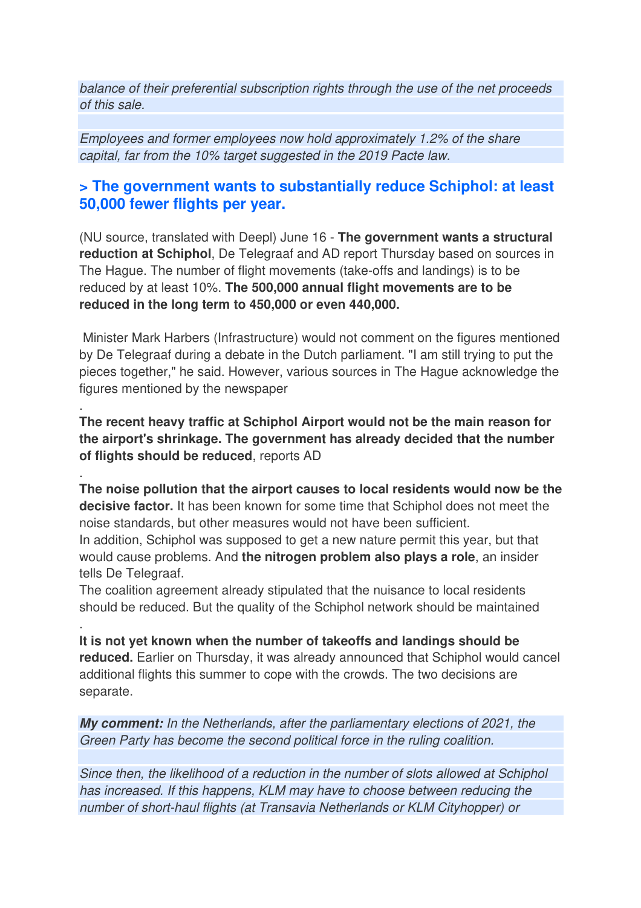*balance of their preferential subscription rights through the use of the net proceeds of this sale.*

*Employees and former employees now hold approximately 1.2% of the share capital, far from the 10% target suggested in the 2019 Pacte law.*

## > The government wants to substantially reduce Schiphol: at least 50,000 fewer flights per year.

(NU source, translated with Deepl) June 16 - **The government wants a structural reduction at Schiphol**, De Telegraaf and AD report Thursday based on sources in The Hague. The number of flight movements (take-offs and landings) is to be reduced by at least 10%. **The 500,000 annual flight movements are to be reduced in the long term to 450,000 or even 440,000.**

Minister Mark Harbers (Infrastructure) would not comment on the figures mentioned by De Telegraaf during a debate in the Dutch parliament. "I am still trying to put the pieces together," he said. However, various sources in The Hague acknowledge the figures mentioned by the newspaper

.

**The recent heavy traffic at Schiphol Airport would not be the main reason for the airport's shrinkage. The government has already decided that the number of flights should be reduced**, reports AD

.

**The noise pollution that the airport causes to local residents would now be the decisive factor.** It has been known for some time that Schiphol does not meet the noise standards, but other measures would not have been sufficient.
In addition, Schiphol was supposed to get a new nature permit this year, but that would cause problems. And **the nitrogen problem also plays a role**, an insider tells De Telegraaf.
The coalition agreement already stipulated that the nuisance to local residents should be reduced. But the quality of the Schiphol network should be maintained

.

**It is not yet known when the number of takeoffs and landings should be reduced.** Earlier on Thursday, it was already announced that Schiphol would cancel additional flights this summer to cope with the crowds. The two decisions are separate.

***My comment:*** *In the Netherlands, after the parliamentary elections of 2021, the Green Party has become the second political force in the ruling coalition.*

*Since then, the likelihood of a reduction in the number of slots allowed at Schiphol has increased. If this happens, KLM may have to choose between reducing the number of short-haul flights (at Transavia Netherlands or KLM Cityhopper) or*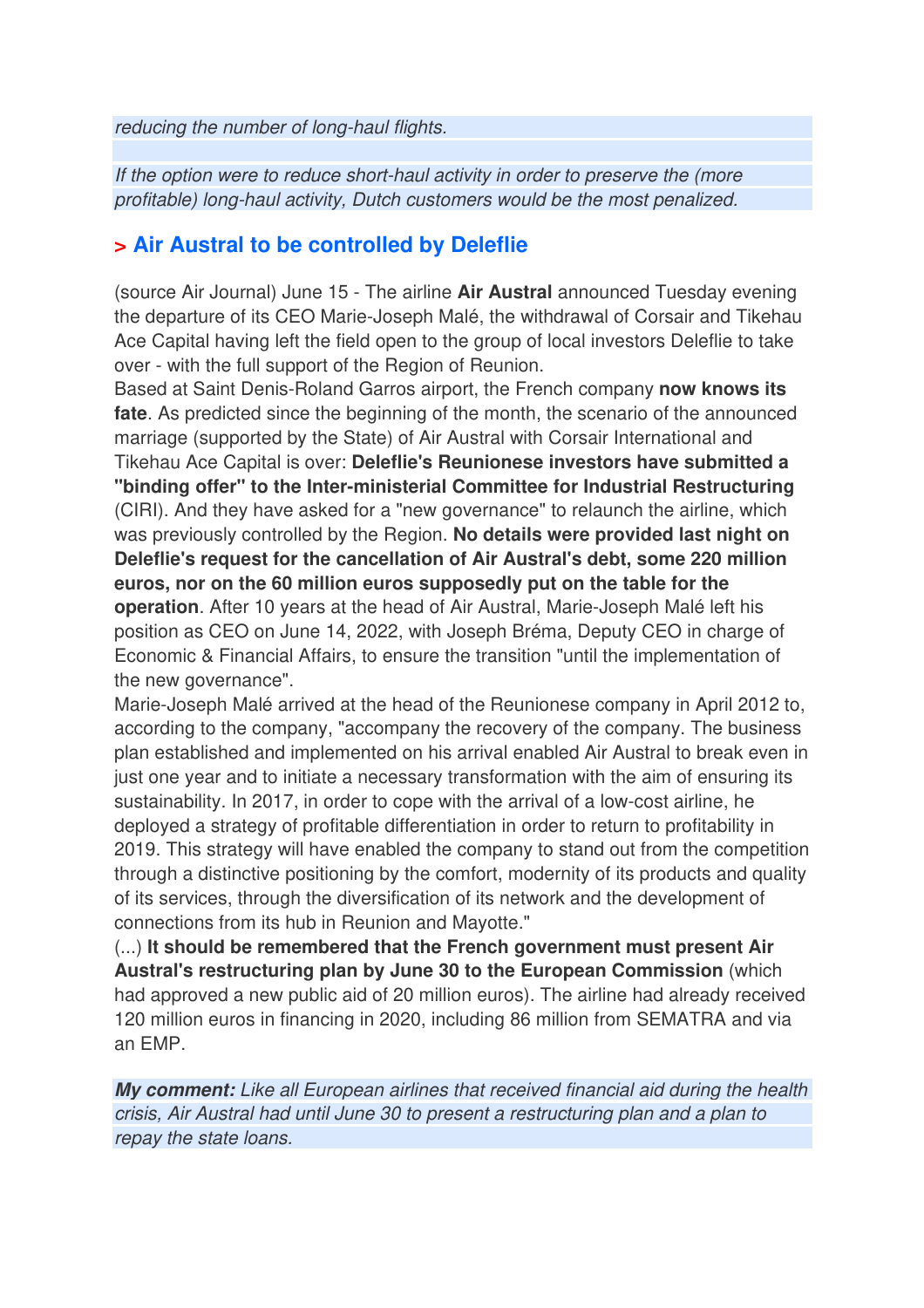*reducing the number of long-haul flights.*

*If the option were to reduce short-haul activity in order to preserve the (more profitable) long-haul activity, Dutch customers would be the most penalized.*

## > Air Austral to be controlled by Deleflie

(source Air Journal) June 15 - The airline **Air Austral** announced Tuesday evening the departure of its CEO Marie-Joseph Malé, the withdrawal of Corsair and Tikehau Ace Capital having left the field open to the group of local investors Deleflie to take over - with the full support of the Region of Reunion.
Based at Saint Denis-Roland Garros airport, the French company **now knows its fate**. As predicted since the beginning of the month, the scenario of the announced marriage (supported by the State) of Air Austral with Corsair International and Tikehau Ace Capital is over: **Deleflie's Reunionese investors have submitted a "binding offer" to the Inter-ministerial Committee for Industrial Restructuring** (CIRI). And they have asked for a "new governance" to relaunch the airline, which was previously controlled by the Region. **No details were provided last night on Deleflie's request for the cancellation of Air Austral's debt, some 220 million euros, nor on the 60 million euros supposedly put on the table for the operation**. After 10 years at the head of Air Austral, Marie-Joseph Malé left his position as CEO on June 14, 2022, with Joseph Bréma, Deputy CEO in charge of Economic & Financial Affairs, to ensure the transition "until the implementation of the new governance".
Marie-Joseph Malé arrived at the head of the Reunionese company in April 2012 to, according to the company, "accompany the recovery of the company. The business plan established and implemented on his arrival enabled Air Austral to break even in just one year and to initiate a necessary transformation with the aim of ensuring its sustainability. In 2017, in order to cope with the arrival of a low-cost airline, he deployed a strategy of profitable differentiation in order to return to profitability in 2019. This strategy will have enabled the company to stand out from the competition through a distinctive positioning by the comfort, modernity of its products and quality of its services, through the diversification of its network and the development of connections from its hub in Reunion and Mayotte."
(...) **It should be remembered that the French government must present Air Austral's restructuring plan by June 30 to the European Commission** (which had approved a new public aid of 20 million euros). The airline had already received 120 million euros in financing in 2020, including 86 million from SEMATRA and via an EMP.

***My comment:*** *Like all European airlines that received financial aid during the health crisis, Air Austral had until June 30 to present a restructuring plan and a plan to repay the state loans.*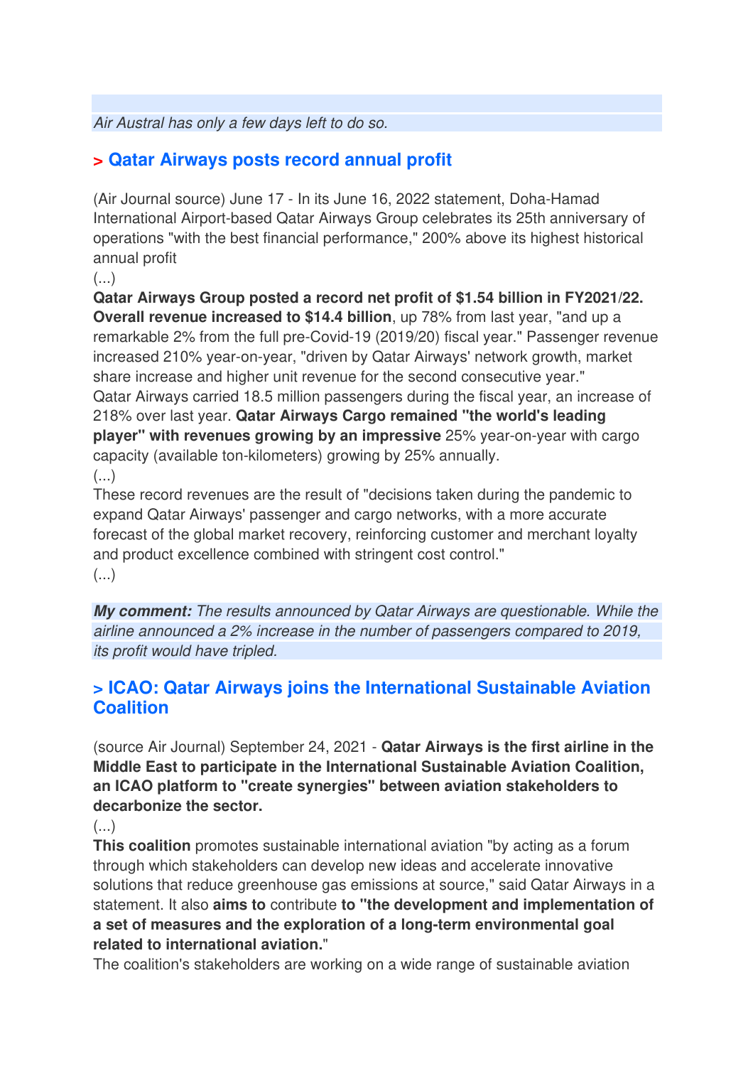*Air Austral has only a few days left to do so.*

## > Qatar Airways posts record annual profit

(Air Journal source) June 17 - In its June 16, 2022 statement, Doha-Hamad International Airport-based Qatar Airways Group celebrates its 25th anniversary of operations "with the best financial performance," 200% above its highest historical annual profit

(...)

**Qatar Airways Group posted a record net profit of $1.54 billion in FY2021/22. Overall revenue increased to $14.4 billion**, up 78% from last year, "and up a remarkable 2% from the full pre-Covid-19 (2019/20) fiscal year." Passenger revenue increased 210% year-on-year, "driven by Qatar Airways' network growth, market share increase and higher unit revenue for the second consecutive year."
Qatar Airways carried 18.5 million passengers during the fiscal year, an increase of 218% over last year. **Qatar Airways Cargo remained "the world's leading player" with revenues growing by an impressive** 25% year-on-year with cargo capacity (available ton-kilometers) growing by 25% annually.

(...)

These record revenues are the result of "decisions taken during the pandemic to expand Qatar Airways' passenger and cargo networks, with a more accurate forecast of the global market recovery, reinforcing customer and merchant loyalty and product excellence combined with stringent cost control."

(...)

***My comment:*** *The results announced by Qatar Airways are questionable. While the airline announced a 2% increase in the number of passengers compared to 2019, its profit would have tripled.*

## > ICAO: Qatar Airways joins the International Sustainable Aviation Coalition

(source Air Journal) September 24, 2021 - **Qatar Airways is the first airline in the Middle East to participate in the International Sustainable Aviation Coalition, an ICAO platform to "create synergies" between aviation stakeholders to decarbonize the sector.**

(...)

**This coalition** promotes sustainable international aviation "by acting as a forum through which stakeholders can develop new ideas and accelerate innovative solutions that reduce greenhouse gas emissions at source," said Qatar Airways in a statement. It also **aims to** contribute **to "the development and implementation of a set of measures and the exploration of a long-term environmental goal related to international aviation.**"
The coalition's stakeholders are working on a wide range of sustainable aviation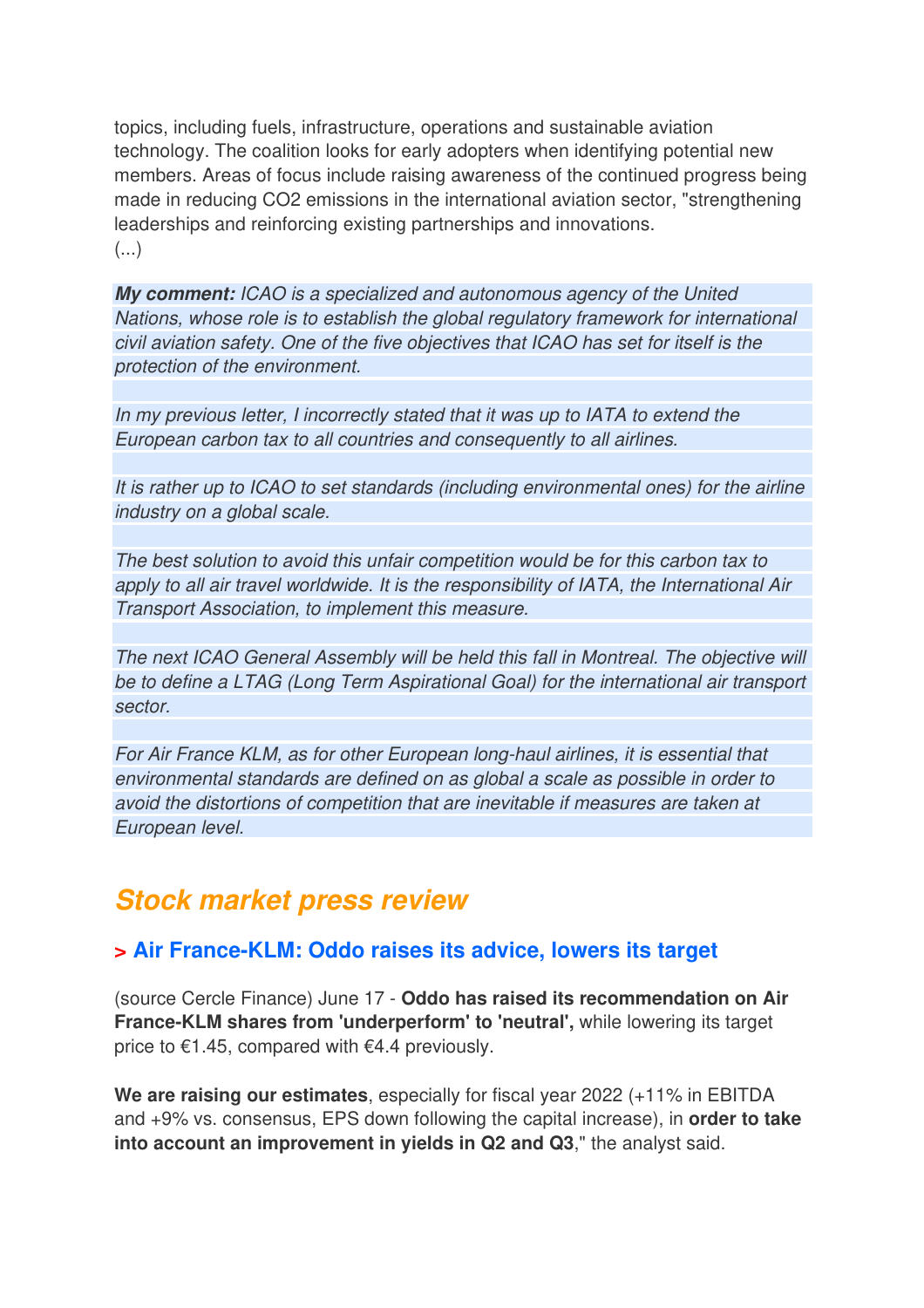topics, including fuels, infrastructure, operations and sustainable aviation technology. The coalition looks for early adopters when identifying potential new members. Areas of focus include raising awareness of the continued progress being made in reducing CO2 emissions in the international aviation sector, "strengthening leaderships and reinforcing existing partnerships and innovations.
(...)

***My comment:*** *ICAO is a specialized and autonomous agency of the United Nations, whose role is to establish the global regulatory framework for international civil aviation safety. One of the five objectives that ICAO has set for itself is the protection of the environment.*

*In my previous letter, I incorrectly stated that it was up to IATA to extend the European carbon tax to all countries and consequently to all airlines.*

*It is rather up to ICAO to set standards (including environmental ones) for the airline industry on a global scale.*

*The best solution to avoid this unfair competition would be for this carbon tax to apply to all air travel worldwide. It is the responsibility of IATA, the International Air Transport Association, to implement this measure.*

*The next ICAO General Assembly will be held this fall in Montreal. The objective will be to define a LTAG (Long Term Aspirational Goal) for the international air transport sector.*

*For Air France KLM, as for other European long-haul airlines, it is essential that environmental standards are defined on as global a scale as possible in order to avoid the distortions of competition that are inevitable if measures are taken at European level.*

## Stock market press review

### > Air France-KLM: Oddo raises its advice, lowers its target

(source Cercle Finance) June 17 - **Oddo has raised its recommendation on Air France-KLM shares from 'underperform' to 'neutral',** while lowering its target price to €1.45, compared with €4.4 previously.

**We are raising our estimates**, especially for fiscal year 2022 (+11% in EBITDA and +9% vs. consensus, EPS down following the capital increase), in **order to take into account an improvement in yields in Q2 and Q3**," the analyst said.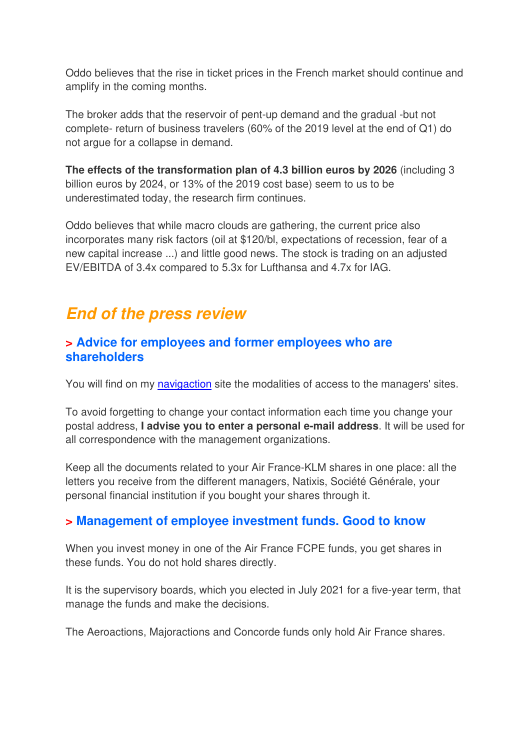Oddo believes that the rise in ticket prices in the French market should continue and amplify in the coming months.

The broker adds that the reservoir of pent-up demand and the gradual -but not complete- return of business travelers (60% of the 2019 level at the end of Q1) do not argue for a collapse in demand.

**The effects of the transformation plan of 4.3 billion euros by 2026** (including 3 billion euros by 2024, or 13% of the 2019 cost base) seem to us to be underestimated today, the research firm continues.

Oddo believes that while macro clouds are gathering, the current price also incorporates many risk factors (oil at $120/bl, expectations of recession, fear of a new capital increase ...) and little good news. The stock is trading on an adjusted EV/EBITDA of 3.4x compared to 5.3x for Lufthansa and 4.7x for IAG.

## *End of the press review*

### > Advice for employees and former employees who are shareholders

You will find on my navigaction site the modalities of access to the managers' sites.

To avoid forgetting to change your contact information each time you change your postal address, **I advise you to enter a personal e-mail address**. It will be used for all correspondence with the management organizations.

Keep all the documents related to your Air France-KLM shares in one place: all the letters you receive from the different managers, Natixis, Société Générale, your personal financial institution if you bought your shares through it.

### > Management of employee investment funds. Good to know

When you invest money in one of the Air France FCPE funds, you get shares in these funds. You do not hold shares directly.

It is the supervisory boards, which you elected in July 2021 for a five-year term, that manage the funds and make the decisions.

The Aeroactions, Majoractions and Concorde funds only hold Air France shares.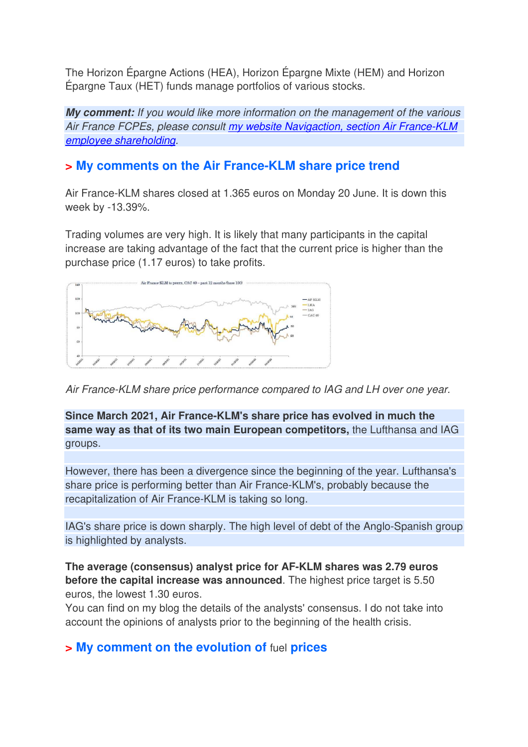The Horizon Épargne Actions (HEA), Horizon Épargne Mixte (HEM) and Horizon Épargne Taux (HET) funds manage portfolios of various stocks.

***My comment:*** *If you would like more information on the management of the various Air France FCPEs, please consult [my website Navigaction, section Air France-KLM employee shareholding](). *

## > My comments on the Air France-KLM share price trend

Air France-KLM shares closed at 1.365 euros on Monday 20 June. It is down this week by -13.39%.

Trading volumes are very high. It is likely that many participants in the capital increase are taking advantage of the fact that the current price is higher than the purchase price (1.17 euros) to take profits.

*Air France-KLM share price performance compared to IAG and LH over one year.*

**Since March 2021, Air France-KLM's share price has evolved in much the same way as that of its two main European competitors,** the Lufthansa and IAG groups.

However, there has been a divergence since the beginning of the year. Lufthansa's share price is performing better than Air France-KLM's, probably because the recapitalization of Air France-KLM is taking so long.

IAG's share price is down sharply. The high level of debt of the Anglo-Spanish group is highlighted by analysts.

**The average (consensus) analyst price for AF-KLM shares was 2.79 euros before the capital increase was announced**. The highest price target is 5.50 euros, the lowest 1.30 euros.
You can find on my blog the details of the analysts' consensus. I do not take into account the opinions of analysts prior to the beginning of the health crisis.

## > My comment on the evolution of fuel prices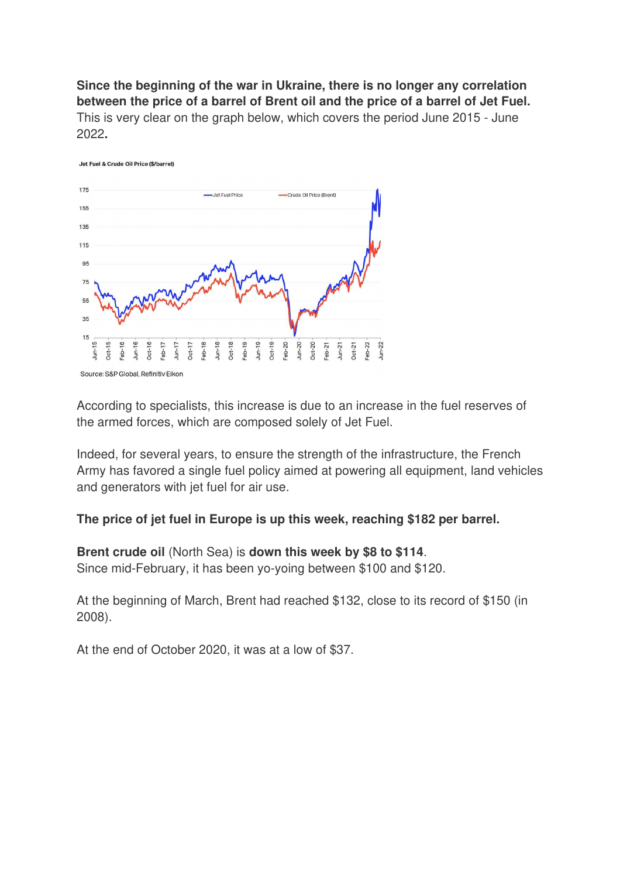**Since the beginning of the war in Ukraine, there is no longer any correlation between the price of a barrel of Brent oil and the price of a barrel of Jet Fuel.** This is very clear on the graph below, which covers the period June 2015 - June 2022**.**

Jet Fuel & Crude Oil Price ($/barrel)

Source: S&P Global, Refinitiv Eikon

According to specialists, this increase is due to an increase in the fuel reserves of the armed forces, which are composed solely of Jet Fuel.

Indeed, for several years, to ensure the strength of the infrastructure, the French Army has favored a single fuel policy aimed at powering all equipment, land vehicles and generators with jet fuel for air use.

**The price of jet fuel in Europe is up this week, reaching $182 per barrel.**

**Brent crude oil** (North Sea) is **down this week by $8 to $114**.
Since mid-February, it has been yo-yoing between $100 and $120.

At the beginning of March, Brent had reached $132, close to its record of $150 (in 2008).

At the end of October 2020, it was at a low of $37.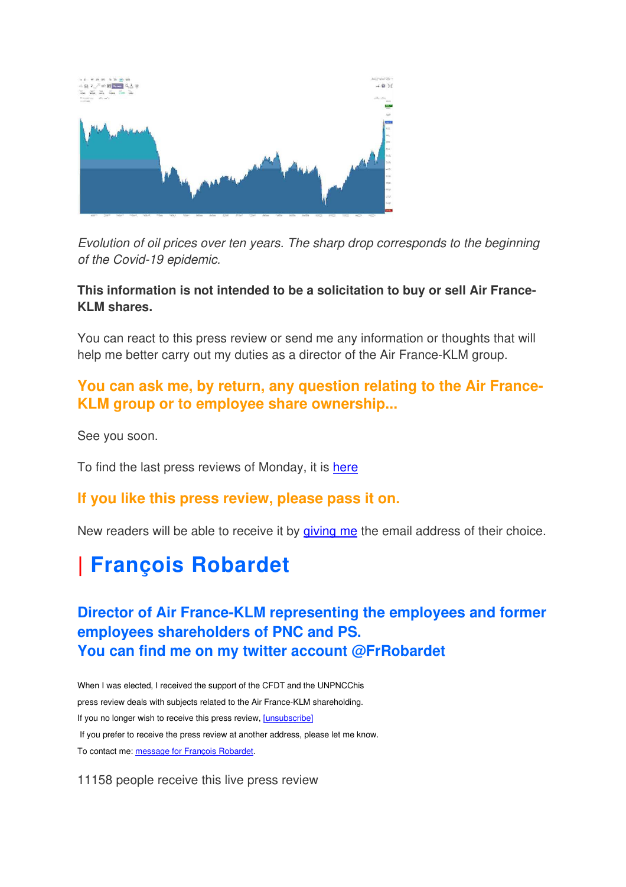*Evolution of oil prices over ten years. The sharp drop corresponds to the beginning of the Covid-19 epidemic.*

**This information is not intended to be a solicitation to buy or sell Air France-KLM shares.**

You can react to this press review or send me any information or thoughts that will help me better carry out my duties as a director of the Air France-KLM group.

### You can ask me, by return, any question relating to the Air France-KLM group or to employee share ownership...

See you soon.

To find the last press reviews of Monday, it is here

### If you like this press review, please pass it on.

New readers will be able to receive it by giving me the email address of their choice.

# | François Robardet

### Director of Air France-KLM representing the employees and former employees shareholders of PNC and PS.
### You can find me on my twitter account @FrRobardet

When I was elected, I received the support of the CFDT and the UNPNCChis press review deals with subjects related to the Air France-KLM shareholding.

If you no longer wish to receive this press review, [unsubscribe]

If you prefer to receive the press review at another address, please let me know.

To contact me: message for François Robardet.

11158 people receive this live press review